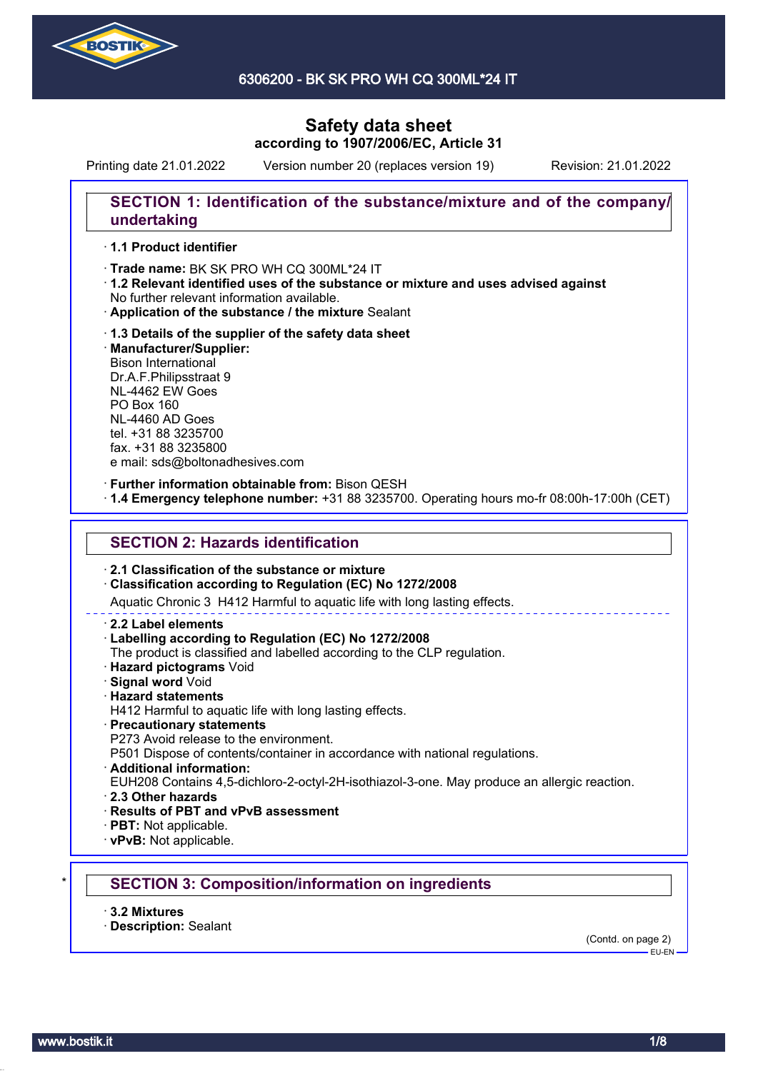# Safety data sheet
## according to 1907/2006/EC, Article 31

Printing date 21.01.2022 Version number 20 (replaces version 19) Revision: 21.01.2022

## SECTION 1: Identification of the substance/mixture and of the company/undertaking

· **1.1 Product identifier**

· **Trade name:** BK SK PRO WH CQ 300ML*24 IT
· **1.2 Relevant identified uses of the substance or mixture and uses advised against**
No further relevant information available.
· **Application of the substance / the mixture** Sealant

· **1.3 Details of the supplier of the safety data sheet**
· **Manufacturer/Supplier:**
Bison International
Dr.A.F.Philipsstraat 9
NL-4462 EW Goes
PO Box 160
NL-4460 AD Goes
tel. +31 88 3235700
fax. +31 88 3235800
e mail: sds@boltonadhesives.com

· **Further information obtainable from:** Bison QESH
· **1.4 Emergency telephone number:** +31 88 3235700. Operating hours mo-fr 08:00h-17:00h (CET)

## SECTION 2: Hazards identification

· **2.1 Classification of the substance or mixture**
· **Classification according to Regulation (EC) No 1272/2008**
Aquatic Chronic 3 H412 Harmful to aquatic life with long lasting effects.

· **2.2 Label elements**
· **Labelling according to Regulation (EC) No 1272/2008**
The product is classified and labelled according to the CLP regulation.
· **Hazard pictograms** Void
· **Signal word** Void
· **Hazard statements**
H412 Harmful to aquatic life with long lasting effects.
· **Precautionary statements**
P273 Avoid release to the environment.
P501 Dispose of contents/container in accordance with national regulations.
· **Additional information:**
EUH208 Contains 4,5-dichloro-2-octyl-2H-isothiazol-3-one. May produce an allergic reaction.
· **2.3 Other hazards**
· **Results of PBT and vPvB assessment**
· **PBT:** Not applicable.
· **vPvB:** Not applicable.

## * SECTION 3: Composition/information on ingredients

· **3.2 Mixtures**
· **Description:** Sealant

(Contd. on page 2)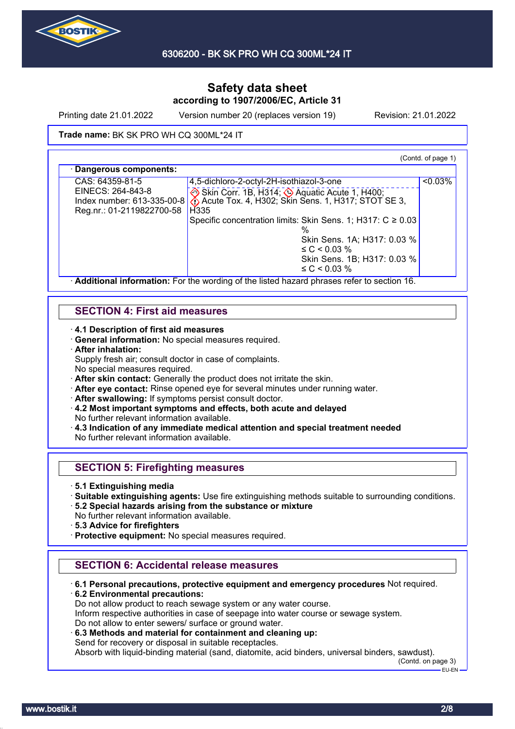**Trade name:** BK SK PRO WH CQ 300ML*24 IT

(Contd. of page 1)

· **Dangerous components:**

| | | |
|---|---|---|
| CAS: 64359-81-5<br>EINECS: 264-843-8<br>Index number: 613-335-00-8<br>Reg.nr.: 01-2119822700-58 | 4,5-dichloro-2-octyl-2H-isothiazol-3-one<br>Skin Corr. 1B, H314; Aquatic Acute 1, H400; Acute Tox. 4, H302; Skin Sens. 1, H317; STOT SE 3, H335<br>Specific concentration limits: Skin Sens. 1; H317: C ≥ 0.03 %<br>Skin Sens. 1A; H317: 0.03 % ≤ C < 0.03 %<br>Skin Sens. 1B; H317: 0.03 % ≤ C < 0.03 % | <0.03% |

· **Additional information:** For the wording of the listed hazard phrases refer to section 16.

## SECTION 4: First aid measures

· **4.1 Description of first aid measures**
· **General information:** No special measures required.
· **After inhalation:**
Supply fresh air; consult doctor in case of complaints.
No special measures required.
· **After skin contact:** Generally the product does not irritate the skin.
· **After eye contact:** Rinse opened eye for several minutes under running water.
· **After swallowing:** If symptoms persist consult doctor.
· **4.2 Most important symptoms and effects, both acute and delayed**
No further relevant information available.
· **4.3 Indication of any immediate medical attention and special treatment needed**
No further relevant information available.

## SECTION 5: Firefighting measures

· **5.1 Extinguishing media**
· **Suitable extinguishing agents:** Use fire extinguishing methods suitable to surrounding conditions.
· **5.2 Special hazards arising from the substance or mixture**
No further relevant information available.
· **5.3 Advice for firefighters**
· **Protective equipment:** No special measures required.

## SECTION 6: Accidental release measures

· **6.1 Personal precautions, protective equipment and emergency procedures** Not required.
· **6.2 Environmental precautions:**
Do not allow product to reach sewage system or any water course.
Inform respective authorities in case of seepage into water course or sewage system.
Do not allow to enter sewers/ surface or ground water.
· **6.3 Methods and material for containment and cleaning up:**
Send for recovery or disposal in suitable receptacles.
Absorb with liquid-binding material (sand, diatomite, acid binders, universal binders, sawdust).

(Contd. on page 3)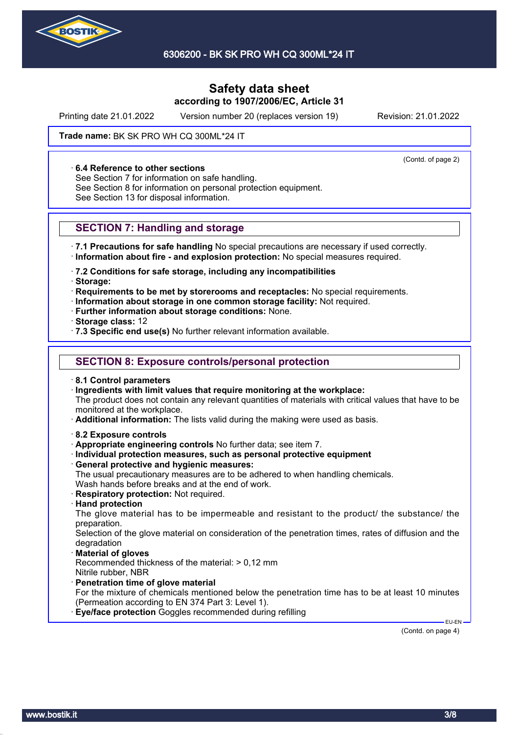Trade name: BK SK PRO WH CQ 300ML*24 IT

(Contd. of page 2)

· **6.4 Reference to other sections**
See Section 7 for information on safe handling.
See Section 8 for information on personal protection equipment.
See Section 13 for disposal information.

## SECTION 7: Handling and storage

· **7.1 Precautions for safe handling** No special precautions are necessary if used correctly.
· **Information about fire - and explosion protection:** No special measures required.

· **7.2 Conditions for safe storage, including any incompatibilities**
· **Storage:**
· **Requirements to be met by storerooms and receptacles:** No special requirements.
· **Information about storage in one common storage facility:** Not required.
· **Further information about storage conditions:** None.
· **Storage class:** 12
· **7.3 Specific end use(s)** No further relevant information available.

## SECTION 8: Exposure controls/personal protection

· **8.1 Control parameters**
· **Ingredients with limit values that require monitoring at the workplace:**
The product does not contain any relevant quantities of materials with critical values that have to be monitored at the workplace.
· **Additional information:** The lists valid during the making were used as basis.

· **8.2 Exposure controls**
· **Appropriate engineering controls** No further data; see item 7.
· **Individual protection measures, such as personal protective equipment**
· **General protective and hygienic measures:**
The usual precautionary measures are to be adhered to when handling chemicals.
Wash hands before breaks and at the end of work.
· **Respiratory protection:** Not required.
· **Hand protection**
The glove material has to be impermeable and resistant to the product/ the substance/ the preparation.
Selection of the glove material on consideration of the penetration times, rates of diffusion and the degradation
· **Material of gloves**
Recommended thickness of the material: > 0,12 mm
Nitrile rubber, NBR
· **Penetration time of glove material**
For the mixture of chemicals mentioned below the penetration time has to be at least 10 minutes (Permeation according to EN 374 Part 3: Level 1).
· **Eye/face protection** Goggles recommended during refilling

EU-EN

(Contd. on page 4)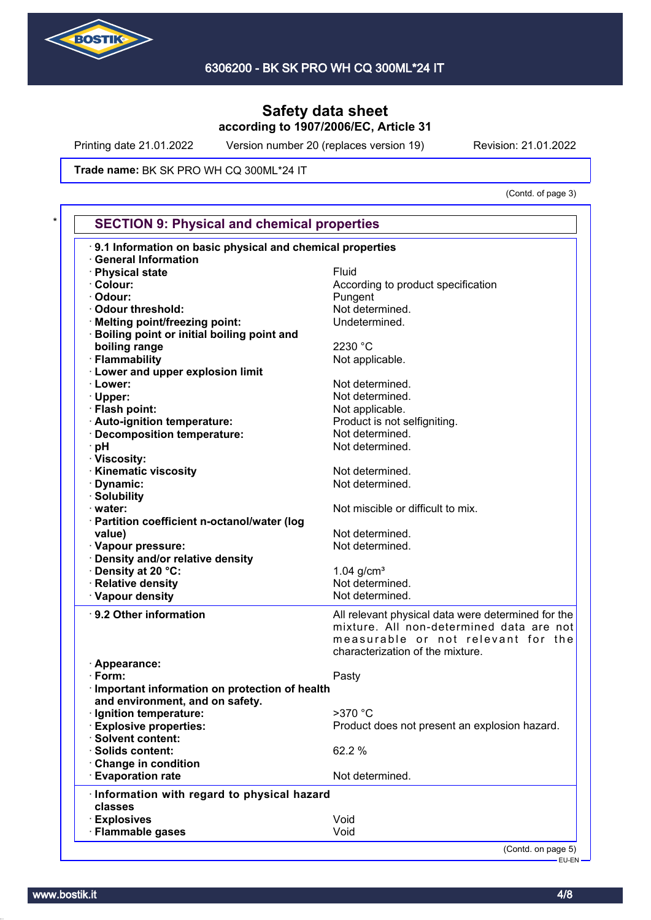Safety data sheet
according to 1907/2006/EC, Article 31

Printing date 21.01.2022 Version number 20 (replaces version 19) Revision: 21.01.2022

**Trade name:** BK SK PRO WH CQ 300ML*24 IT

(Contd. of page 3)

## SECTION 9: Physical and chemical properties

| | |
|---|---|
| · **9.1 Information on basic physical and chemical properties** | |
| · **General Information** | |
| · **Physical state** | Fluid |
| · **Colour:** | According to product specification |
| · **Odour:** | Pungent |
| · **Odour threshold:** | Not determined. |
| · **Melting point/freezing point:** | Undetermined. |
| · **Boiling point or initial boiling point and boiling range** | 2230 °C |
| · **Flammability** | Not applicable. |
| · **Lower and upper explosion limit** | |
| · **Lower:** | Not determined. |
| · **Upper:** | Not determined. |
| · **Flash point:** | Not applicable. |
| · **Auto-ignition temperature:** | Product is not selfigniting. |
| · **Decomposition temperature:** | Not determined. |
| · **pH** | Not determined. |
| · **Viscosity:** | |
| · **Kinematic viscosity** | Not determined. |
| · **Dynamic:** | Not determined. |
| · **Solubility** | |
| · **water:** | Not miscible or difficult to mix. |
| · **Partition coefficient n-octanol/water (log value)** | Not determined. |
| · **Vapour pressure:** | Not determined. |
| · **Density and/or relative density** | |
| · **Density at 20 °C:** | 1.04 g/cm³ |
| · **Relative density** | Not determined. |
| · **Vapour density** | Not determined. |

| | |
|---|---|
| · **9.2 Other information** | All relevant physical data were determined for the mixture. All non-determined data are not measurable or not relevant for the characterization of the mixture. |
| · **Appearance:** | |
| · **Form:** | Pasty |
| · **Important information on protection of health and environment, and on safety.** | |
| · **Ignition temperature:** | >370 °C |
| · **Explosive properties:** | Product does not present an explosion hazard. |
| · **Solvent content:** | |
| · **Solids content:** | 62.2 % |
| · **Change in condition** | |
| · **Evaporation rate** | Not determined. |

| | |
|---|---|
| · **Information with regard to physical hazard classes** | |
| · **Explosives** | Void |
| · **Flammable gases** | Void |

(Contd. on page 5)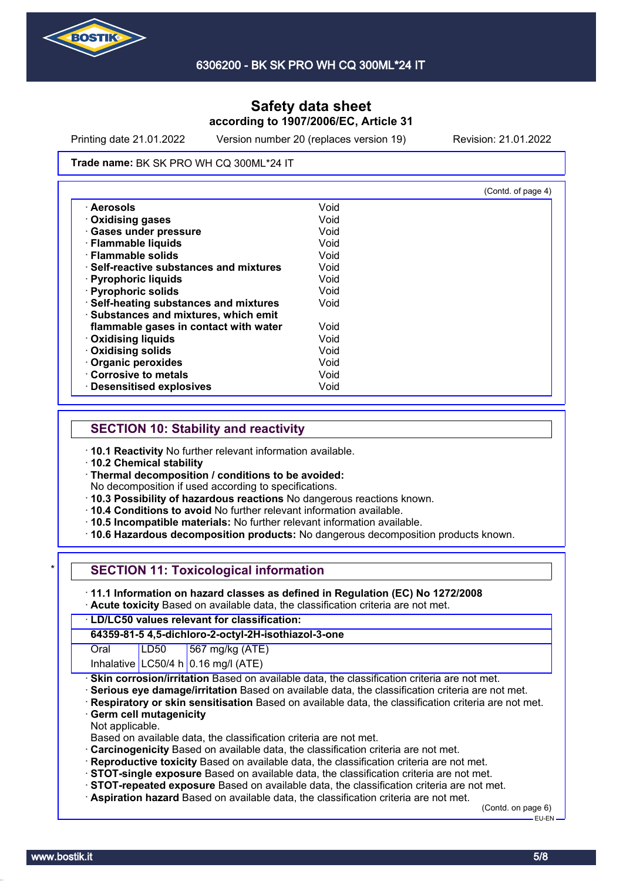# Safety data sheet
according to 1907/2006/EC, Article 31

Printing date 21.01.2022 Version number 20 (replaces version 19) Revision: 21.01.2022

**Trade name:** BK SK PRO WH CQ 300ML*24 IT

(Contd. of page 4)

| | |
|---|---|
| · **Aerosols** | Void |
| · **Oxidising gases** | Void |
| · **Gases under pressure** | Void |
| · **Flammable liquids** | Void |
| · **Flammable solids** | Void |
| · **Self-reactive substances and mixtures** | Void |
| · **Pyrophoric liquids** | Void |
| · **Pyrophoric solids** | Void |
| · **Self-heating substances and mixtures** | Void |
| · **Substances and mixtures, which emit flammable gases in contact with water** | Void |
| · **Oxidising liquids** | Void |
| · **Oxidising solids** | Void |
| · **Organic peroxides** | Void |
| · **Corrosive to metals** | Void |
| · **Desensitised explosives** | Void |

## SECTION 10: Stability and reactivity

· **10.1 Reactivity** No further relevant information available.
· **10.2 Chemical stability**
· **Thermal decomposition / conditions to be avoided:**
No decomposition if used according to specifications.
· **10.3 Possibility of hazardous reactions** No dangerous reactions known.
· **10.4 Conditions to avoid** No further relevant information available.
· **10.5 Incompatible materials:** No further relevant information available.
· **10.6 Hazardous decomposition products:** No dangerous decomposition products known.

## SECTION 11: Toxicological information

· **11.1 Information on hazard classes as defined in Regulation (EC) No 1272/2008**
· **Acute toxicity** Based on available data, the classification criteria are not met.

· **LD/LC50 values relevant for classification:**

**64359-81-5 4,5-dichloro-2-octyl-2H-isothiazol-3-one**

| | | |
|---|---|---|
| Oral | LD50 | 567 mg/kg (ATE) |
| Inhalative | LC50/4 h | 0.16 mg/l (ATE) |

· **Skin corrosion/irritation** Based on available data, the classification criteria are not met.
· **Serious eye damage/irritation** Based on available data, the classification criteria are not met.
· **Respiratory or skin sensitisation** Based on available data, the classification criteria are not met.
· **Germ cell mutagenicity**
Not applicable.
Based on available data, the classification criteria are not met.
· **Carcinogenicity** Based on available data, the classification criteria are not met.
· **Reproductive toxicity** Based on available data, the classification criteria are not met.
· **STOT-single exposure** Based on available data, the classification criteria are not met.
· **STOT-repeated exposure** Based on available data, the classification criteria are not met.
· **Aspiration hazard** Based on available data, the classification criteria are not met.

(Contd. on page 6)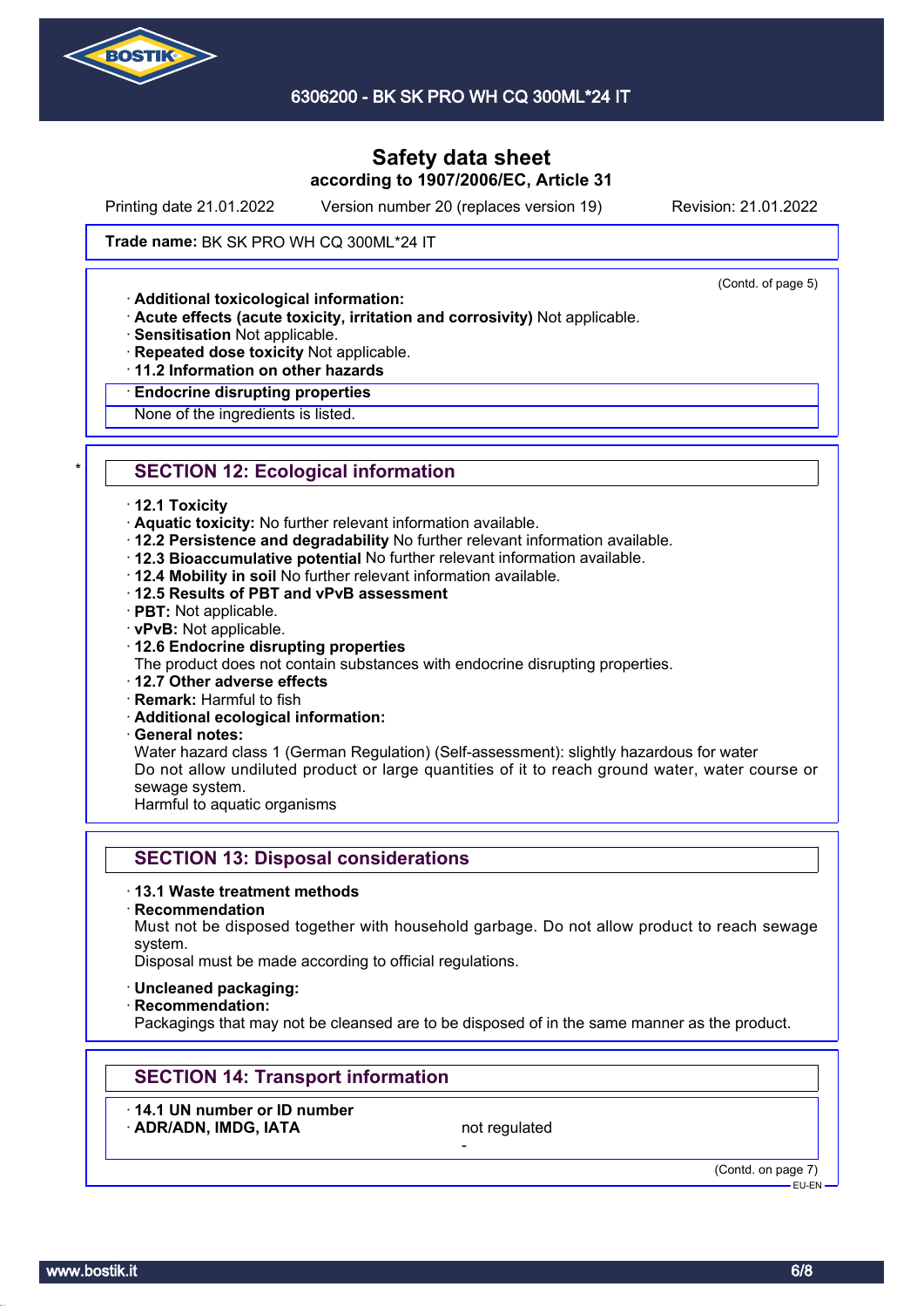Trade name: BK SK PRO WH CQ 300ML*24 IT

(Contd. of page 5)

· **Additional toxicological information:**
· **Acute effects (acute toxicity, irritation and corrosivity)** Not applicable.
· **Sensitisation** Not applicable.
· **Repeated dose toxicity** Not applicable.
· **11.2 Information on other hazards**
· **Endocrine disrupting properties**
None of the ingredients is listed.

## SECTION 12: Ecological information

· **12.1 Toxicity**
· **Aquatic toxicity:** No further relevant information available.
· **12.2 Persistence and degradability** No further relevant information available.
· **12.3 Bioaccumulative potential** No further relevant information available.
· **12.4 Mobility in soil** No further relevant information available.
· **12.5 Results of PBT and vPvB assessment**
· **PBT:** Not applicable.
· **vPvB:** Not applicable.
· **12.6 Endocrine disrupting properties**
The product does not contain substances with endocrine disrupting properties.
· **12.7 Other adverse effects**
· **Remark:** Harmful to fish
· **Additional ecological information:**
· **General notes:**
Water hazard class 1 (German Regulation) (Self-assessment): slightly hazardous for water
Do not allow undiluted product or large quantities of it to reach ground water, water course or sewage system.
Harmful to aquatic organisms

## SECTION 13: Disposal considerations

· **13.1 Waste treatment methods**
· **Recommendation**
Must not be disposed together with household garbage. Do not allow product to reach sewage system.
Disposal must be made according to official regulations.

· **Uncleaned packaging:**
· **Recommendation:**
Packagings that may not be cleansed are to be disposed of in the same manner as the product.

## SECTION 14: Transport information

· **14.1 UN number or ID number**
· **ADR/ADN, IMDG, IATA** not regulated
-

(Contd. on page 7)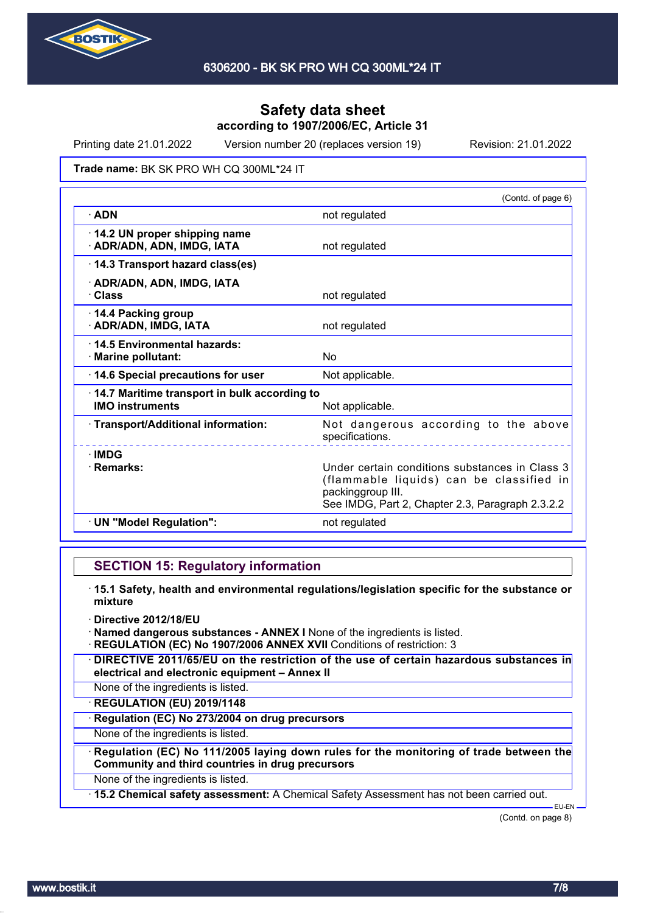Safety data sheet
according to 1907/2006/EC, Article 31

Printing date 21.01.2022 Version number 20 (replaces version 19) Revision: 21.01.2022

**Trade name:** BK SK PRO WH CQ 300ML*24 IT

(Contd. of page 6)

| | |
|---|---|
| · **ADN** | not regulated |
| · **14.2 UN proper shipping name**<br>· **ADR/ADN, ADN, IMDG, IATA** | not regulated |
| · **14.3 Transport hazard class(es)** | |
| · **ADR/ADN, ADN, IMDG, IATA**<br>· **Class** | not regulated |
| · **14.4 Packing group**<br>· **ADR/ADN, IMDG, IATA** | not regulated |
| · **14.5 Environmental hazards:**<br>· **Marine pollutant:** | No |
| · **14.6 Special precautions for user** | Not applicable. |
| · **14.7 Maritime transport in bulk according to IMO instruments** | Not applicable. |
| · **Transport/Additional information:** | Not dangerous according to the above specifications. |
| · **IMDG**<br>· **Remarks:** | Under certain conditions substances in Class 3 (flammable liquids) can be classified in packinggroup III.<br>See IMDG, Part 2, Chapter 2.3, Paragraph 2.3.2.2 |
| · **UN "Model Regulation":** | not regulated |

## SECTION 15: Regulatory information

· **15.1 Safety, health and environmental regulations/legislation specific for the substance or mixture**

· **Directive 2012/18/EU**
· **Named dangerous substances - ANNEX I** None of the ingredients is listed.
· **REGULATION (EC) No 1907/2006 ANNEX XVII** Conditions of restriction: 3

· **DIRECTIVE 2011/65/EU on the restriction of the use of certain hazardous substances in electrical and electronic equipment – Annex II**

None of the ingredients is listed.

· **REGULATION (EU) 2019/1148**

· **Regulation (EC) No 273/2004 on drug precursors**

None of the ingredients is listed.

· **Regulation (EC) No 111/2005 laying down rules for the monitoring of trade between the Community and third countries in drug precursors**

None of the ingredients is listed.

· **15.2 Chemical safety assessment:** A Chemical Safety Assessment has not been carried out.

EU-EN

(Contd. on page 8)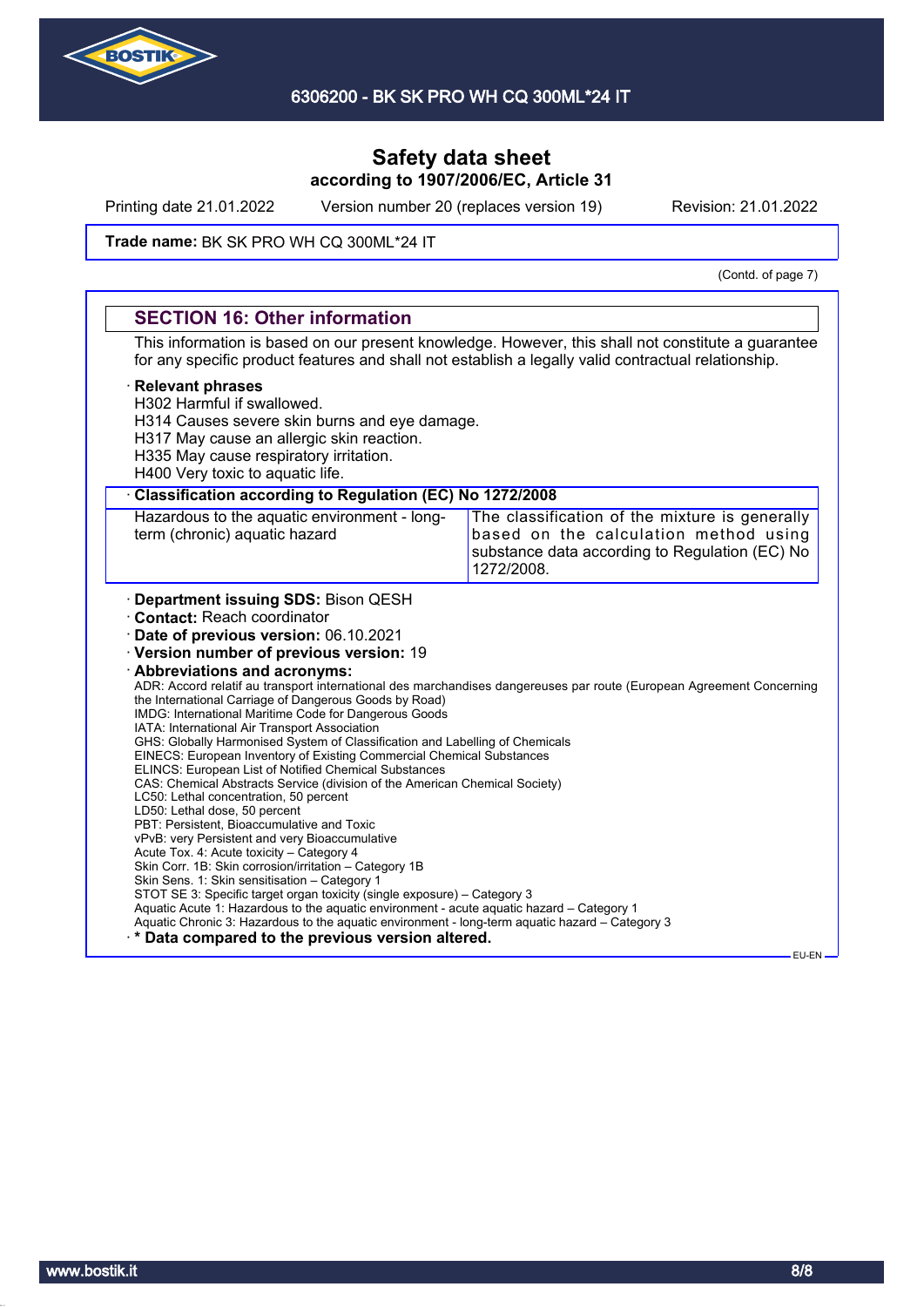# Safety data sheet
**according to 1907/2006/EC, Article 31**

Printing date 21.01.2022 Version number 20 (replaces version 19) Revision: 21.01.2022

**Trade name:** BK SK PRO WH CQ 300ML*24 IT

(Contd. of page 7)

## SECTION 16: Other information

This information is based on our present knowledge. However, this shall not constitute a guarantee for any specific product features and shall not establish a legally valid contractual relationship.

· **Relevant phrases**
H302 Harmful if swallowed.
H314 Causes severe skin burns and eye damage.
H317 May cause an allergic skin reaction.
H335 May cause respiratory irritation.
H400 Very toxic to aquatic life.

· **Classification according to Regulation (EC) No 1272/2008**

| | |
|---|---|
| Hazardous to the aquatic environment - long-term (chronic) aquatic hazard | The classification of the mixture is generally based on the calculation method using substance data according to Regulation (EC) No 1272/2008. |

· **Department issuing SDS:** Bison QESH
· **Contact:** Reach coordinator
· **Date of previous version:** 06.10.2021
· **Version number of previous version:** 19
· **Abbreviations and acronyms:**
ADR: Accord relatif au transport international des marchandises dangereuses par route (European Agreement Concerning the International Carriage of Dangerous Goods by Road)
IMDG: International Maritime Code for Dangerous Goods
IATA: International Air Transport Association
GHS: Globally Harmonised System of Classification and Labelling of Chemicals
EINECS: European Inventory of Existing Commercial Chemical Substances
ELINCS: European List of Notified Chemical Substances
CAS: Chemical Abstracts Service (division of the American Chemical Society)
LC50: Lethal concentration, 50 percent
LD50: Lethal dose, 50 percent
PBT: Persistent, Bioaccumulative and Toxic
vPvB: very Persistent and very Bioaccumulative
Acute Tox. 4: Acute toxicity – Category 4
Skin Corr. 1B: Skin corrosion/irritation – Category 1B
Skin Sens. 1: Skin sensitisation – Category 1
STOT SE 3: Specific target organ toxicity (single exposure) – Category 3
Aquatic Acute 1: Hazardous to the aquatic environment - acute aquatic hazard – Category 1
Aquatic Chronic 3: Hazardous to the aquatic environment - long-term aquatic hazard – Category 3
· **\* Data compared to the previous version altered.**

EU-EN